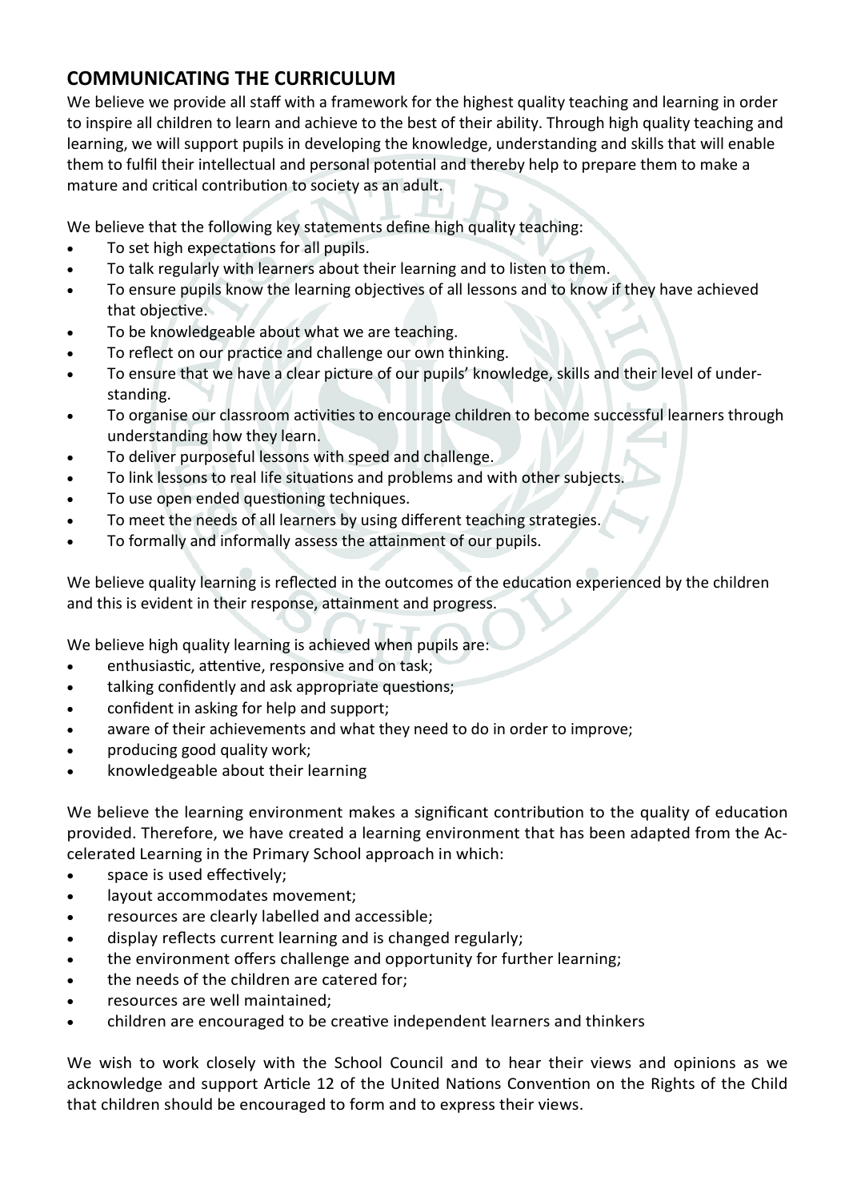## COMMUNICATING THE CURRICULUM

We believe we provide all staff with a framework for the highest quality teaching and learning in order to inspire all children to learn and achieve to the best of their ability. Through high quality teaching and learning, we will support pupils in developing the knowledge, understanding and skills that will enable them to fulfil their intellectual and personal potential and thereby help to prepare them to make a mature and critical contribution to society as an adult.

We believe that the following key statements define high quality teaching:

- To set high expectations for all pupils.
- To talk regularly with learners about their learning and to listen to them.
- To ensure pupils know the learning objectives of all lessons and to know if they have achieved that objective.
- To be knowledgeable about what we are teaching.
- To reflect on our practice and challenge our own thinking.
- To ensure that we have a clear picture of our pupils' knowledge, skills and their level of understanding.
- To organise our classroom activities to encourage children to become successful learners through understanding how they learn.
- To deliver purposeful lessons with speed and challenge.
- To link lessons to real life situations and problems and with other subjects.
- To use open ended questioning techniques.
- To meet the needs of all learners by using different teaching strategies.
- To formally and informally assess the attainment of our pupils.

We believe quality learning is reflected in the outcomes of the education experienced by the children and this is evident in their response, attainment and progress.

We believe high quality learning is achieved when pupils are:

- enthusiastic, attentive, responsive and on task;
- talking confidently and ask appropriate questions;
- confident in asking for help and support;
- aware of their achievements and what they need to do in order to improve;
- producing good quality work;
- knowledgeable about their learning

We believe the learning environment makes a significant contribution to the quality of education provided. Therefore, we have created a learning environment that has been adapted from the Accelerated Learning in the Primary School approach in which:

- space is used effectively;
- layout accommodates movement;
- resources are clearly labelled and accessible;
- display reflects current learning and is changed regularly;
- the environment offers challenge and opportunity for further learning;
- the needs of the children are catered for;
- resources are well maintained;
- children are encouraged to be creative independent learners and thinkers

We wish to work closely with the School Council and to hear their views and opinions as we acknowledge and support Article 12 of the United Nations Convention on the Rights of the Child that children should be encouraged to form and to express their views.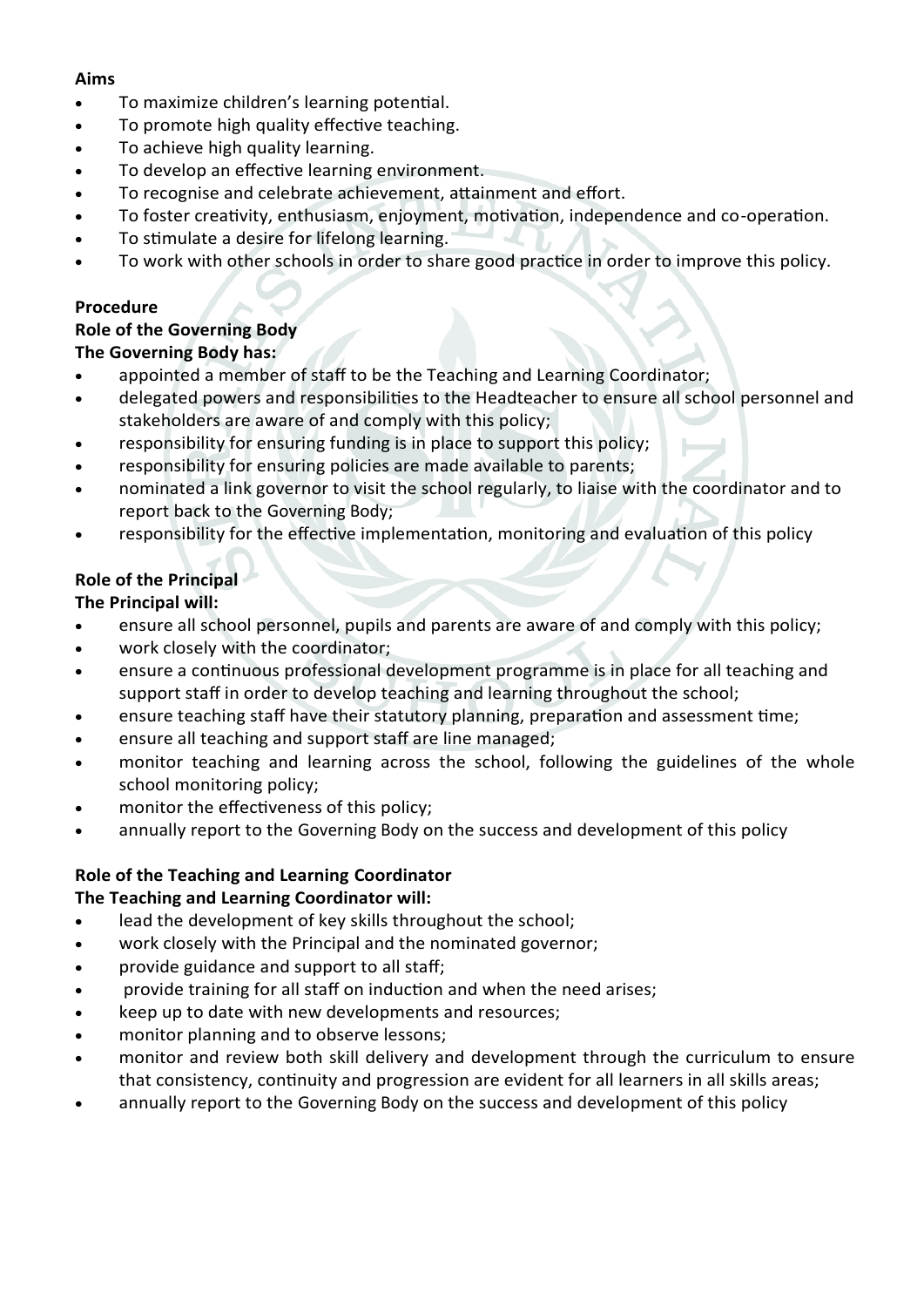**Aims**

- To maximize children's learning potential.
- To promote high quality effective teaching.
- To achieve high quality learning.
- To develop an effective learning environment.
- To recognise and celebrate achievement, attainment and effort.
- To foster creativity, enthusiasm, enjoyment, motivation, independence and co-operation.
- To stimulate a desire for lifelong learning.
- To work with other schools in order to share good practice in order to improve this policy.

**Procedure**

**Role of the Governing Body**

**The Governing Body has:**

- appointed a member of staff to be the Teaching and Learning Coordinator;
- delegated powers and responsibilities to the Headteacher to ensure all school personnel and stakeholders are aware of and comply with this policy;
- responsibility for ensuring funding is in place to support this policy;
- responsibility for ensuring policies are made available to parents;
- nominated a link governor to visit the school regularly, to liaise with the coordinator and to report back to the Governing Body;
- responsibility for the effective implementation, monitoring and evaluation of this policy

**Role of the Principal**

**The Principal will:**

- ensure all school personnel, pupils and parents are aware of and comply with this policy;
- work closely with the coordinator;
- ensure a continuous professional development programme is in place for all teaching and support staff in order to develop teaching and learning throughout the school;
- ensure teaching staff have their statutory planning, preparation and assessment time;
- ensure all teaching and support staff are line managed;
- monitor teaching and learning across the school, following the guidelines of the whole school monitoring policy;
- monitor the effectiveness of this policy;
- annually report to the Governing Body on the success and development of this policy

**Role of the Teaching and Learning Coordinator**

**The Teaching and Learning Coordinator will:**

- lead the development of key skills throughout the school;
- work closely with the Principal and the nominated governor;
- provide guidance and support to all staff;
- provide training for all staff on induction and when the need arises;
- keep up to date with new developments and resources;
- monitor planning and to observe lessons;
- monitor and review both skill delivery and development through the curriculum to ensure that consistency, continuity and progression are evident for all learners in all skills areas;
- annually report to the Governing Body on the success and development of this policy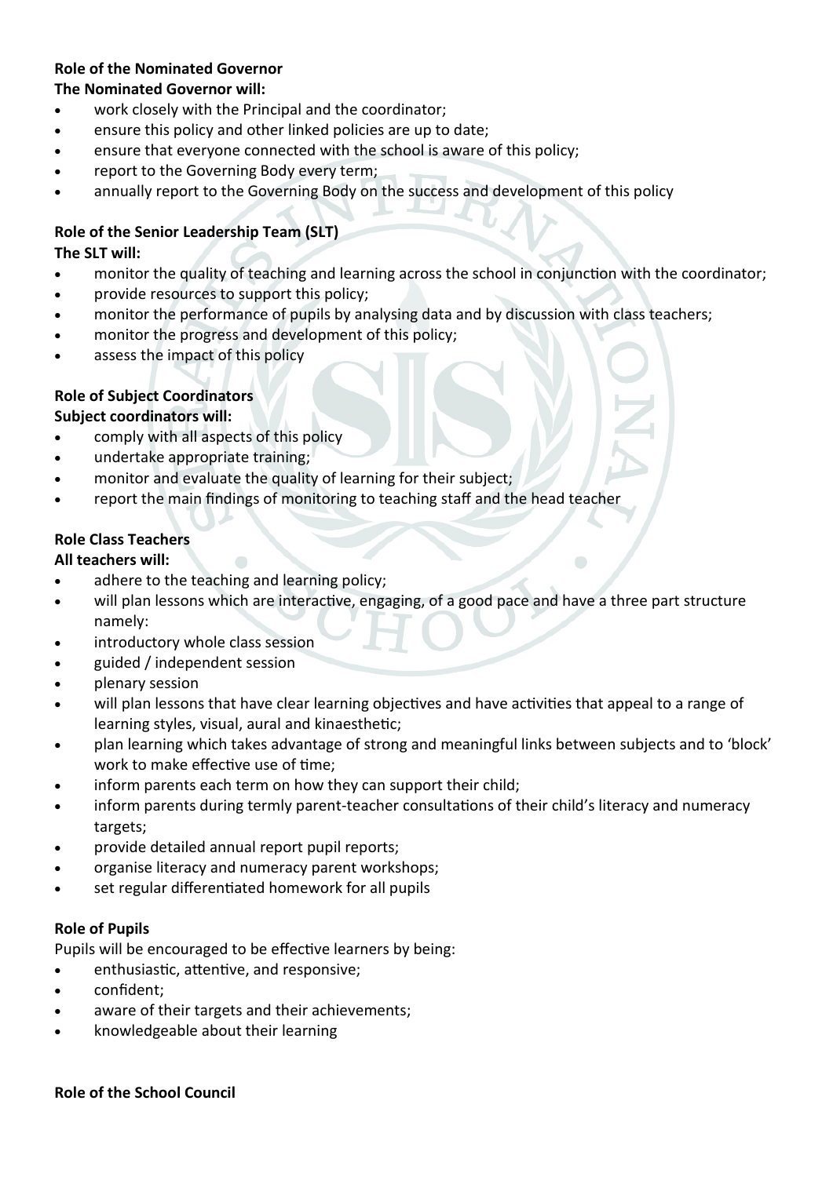**Role of the Nominated Governor**

**The Nominated Governor will:**

- work closely with the Principal and the coordinator;
- ensure this policy and other linked policies are up to date;
- ensure that everyone connected with the school is aware of this policy;
- report to the Governing Body every term;
- annually report to the Governing Body on the success and development of this policy

**Role of the Senior Leadership Team (SLT)**

**The SLT will:**

- monitor the quality of teaching and learning across the school in conjunction with the coordinator;
- provide resources to support this policy;
- monitor the performance of pupils by analysing data and by discussion with class teachers;
- monitor the progress and development of this policy;
- assess the impact of this policy

**Role of Subject Coordinators**

**Subject coordinators will:**

- comply with all aspects of this policy
- undertake appropriate training;
- monitor and evaluate the quality of learning for their subject;
- report the main findings of monitoring to teaching staff and the head teacher

**Role Class Teachers**

**All teachers will:**

- adhere to the teaching and learning policy;
- will plan lessons which are interactive, engaging, of a good pace and have a three part structure namely:
- introductory whole class session
- guided / independent session
- plenary session
- will plan lessons that have clear learning objectives and have activities that appeal to a range of learning styles, visual, aural and kinaesthetic;
- plan learning which takes advantage of strong and meaningful links between subjects and to 'block' work to make effective use of time;
- inform parents each term on how they can support their child;
- inform parents during termly parent-teacher consultations of their child's literacy and numeracy targets;
- provide detailed annual report pupil reports;
- organise literacy and numeracy parent workshops;
- set regular differentiated homework for all pupils

**Role of Pupils**

Pupils will be encouraged to be effective learners by being:

- enthusiastic, attentive, and responsive;
- confident;
- aware of their targets and their achievements;
- knowledgeable about their learning

**Role of the School Council**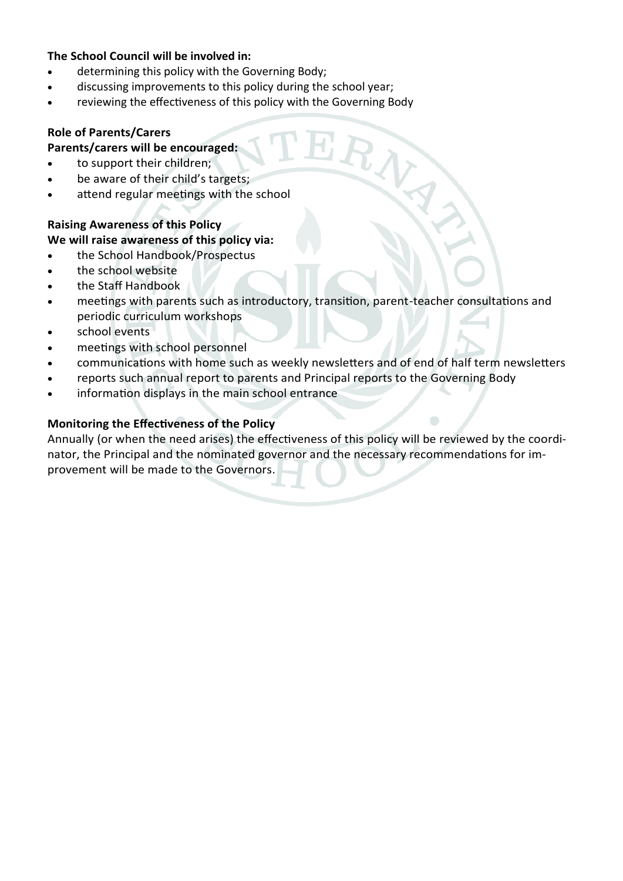**The School Council will be involved in:**

- determining this policy with the Governing Body;
- discussing improvements to this policy during the school year;
- reviewing the effectiveness of this policy with the Governing Body

**Role of Parents/Carers**

**Parents/carers will be encouraged:**

- to support their children;
- be aware of their child's targets;
- attend regular meetings with the school

**Raising Awareness of this Policy**

**We will raise awareness of this policy via:**

- the School Handbook/Prospectus
- the school website
- the Staff Handbook
- meetings with parents such as introductory, transition, parent-teacher consultations and periodic curriculum workshops
- school events
- meetings with school personnel
- communications with home such as weekly newsletters and of end of half term newsletters
- reports such annual report to parents and Principal reports to the Governing Body
- information displays in the main school entrance

**Monitoring the Effectiveness of the Policy**

Annually (or when the need arises) the effectiveness of this policy will be reviewed by the coordinator, the Principal and the nominated governor and the necessary recommendations for improvement will be made to the Governors.